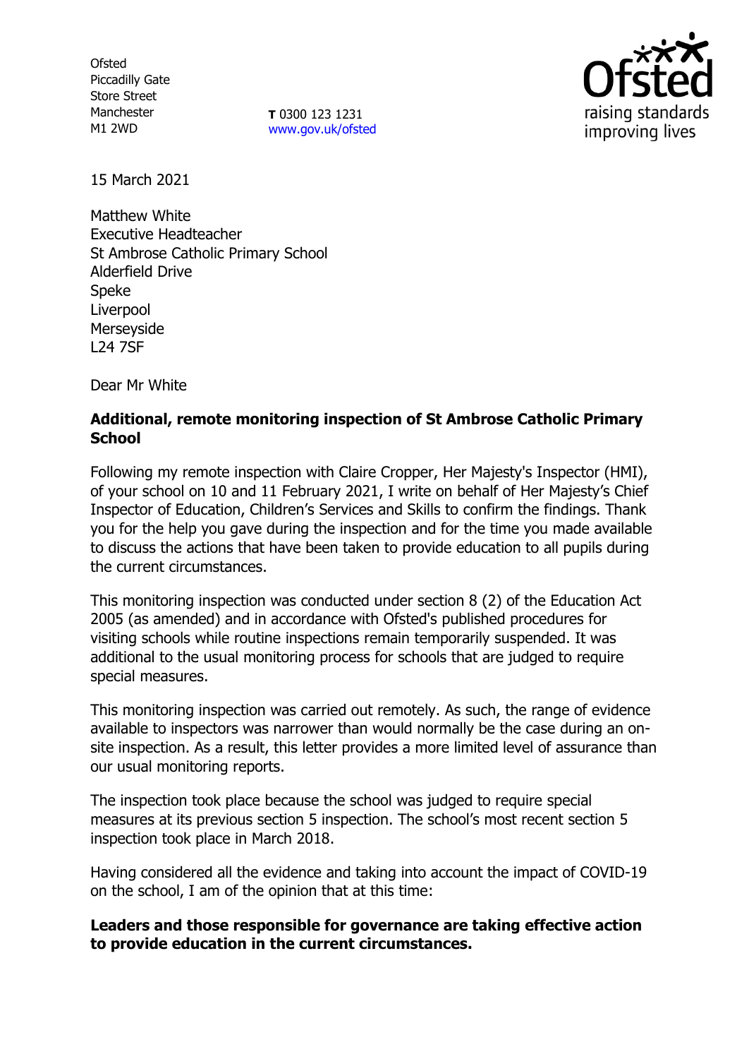Ofsted
Piccadilly Gate
Store Street
Manchester
M1 2WD

**T** 0300 123 1231
www.gov.uk/ofsted

15 March 2021

Matthew White
Executive Headteacher
St Ambrose Catholic Primary School
Alderfield Drive
Speke
Liverpool
Merseyside
L24 7SF

Dear Mr White

**Additional, remote monitoring inspection of St Ambrose Catholic Primary School**

Following my remote inspection with Claire Cropper, Her Majesty's Inspector (HMI), of your school on 10 and 11 February 2021, I write on behalf of Her Majesty's Chief Inspector of Education, Children's Services and Skills to confirm the findings. Thank you for the help you gave during the inspection and for the time you made available to discuss the actions that have been taken to provide education to all pupils during the current circumstances.

This monitoring inspection was conducted under section 8 (2) of the Education Act 2005 (as amended) and in accordance with Ofsted's published procedures for visiting schools while routine inspections remain temporarily suspended. It was additional to the usual monitoring process for schools that are judged to require special measures.

This monitoring inspection was carried out remotely. As such, the range of evidence available to inspectors was narrower than would normally be the case during an on-site inspection. As a result, this letter provides a more limited level of assurance than our usual monitoring reports.

The inspection took place because the school was judged to require special measures at its previous section 5 inspection. The school's most recent section 5 inspection took place in March 2018.

Having considered all the evidence and taking into account the impact of COVID-19 on the school, I am of the opinion that at this time:

**Leaders and those responsible for governance are taking effective action to provide education in the current circumstances.**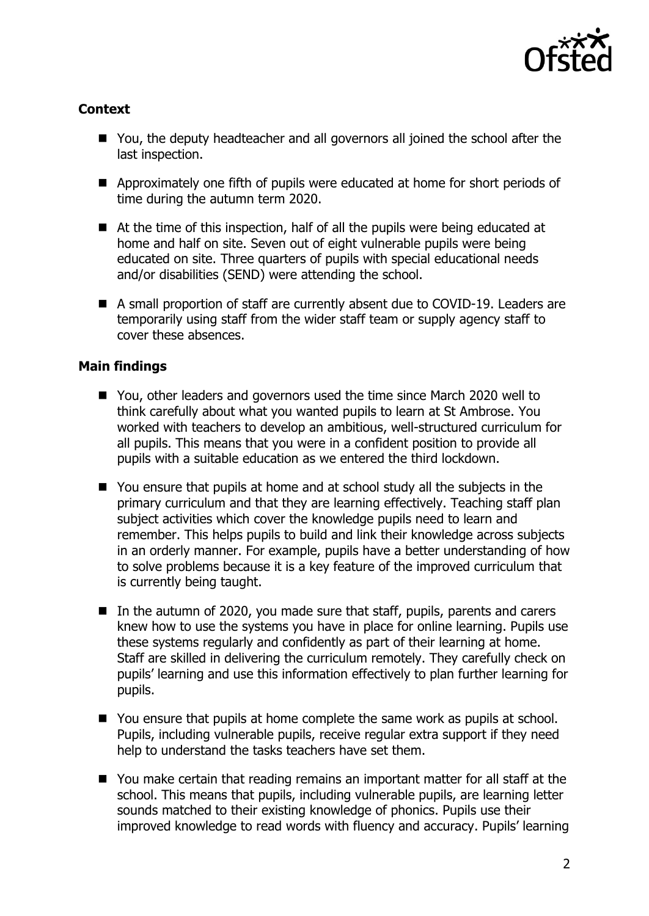**Context**

- You, the deputy headteacher and all governors all joined the school after the last inspection.
- Approximately one fifth of pupils were educated at home for short periods of time during the autumn term 2020.
- At the time of this inspection, half of all the pupils were being educated at home and half on site. Seven out of eight vulnerable pupils were being educated on site. Three quarters of pupils with special educational needs and/or disabilities (SEND) were attending the school.
- A small proportion of staff are currently absent due to COVID-19. Leaders are temporarily using staff from the wider staff team or supply agency staff to cover these absences.

**Main findings**

- You, other leaders and governors used the time since March 2020 well to think carefully about what you wanted pupils to learn at St Ambrose. You worked with teachers to develop an ambitious, well-structured curriculum for all pupils. This means that you were in a confident position to provide all pupils with a suitable education as we entered the third lockdown.
- You ensure that pupils at home and at school study all the subjects in the primary curriculum and that they are learning effectively. Teaching staff plan subject activities which cover the knowledge pupils need to learn and remember. This helps pupils to build and link their knowledge across subjects in an orderly manner. For example, pupils have a better understanding of how to solve problems because it is a key feature of the improved curriculum that is currently being taught.
- In the autumn of 2020, you made sure that staff, pupils, parents and carers knew how to use the systems you have in place for online learning. Pupils use these systems regularly and confidently as part of their learning at home. Staff are skilled in delivering the curriculum remotely. They carefully check on pupils' learning and use this information effectively to plan further learning for pupils.
- You ensure that pupils at home complete the same work as pupils at school. Pupils, including vulnerable pupils, receive regular extra support if they need help to understand the tasks teachers have set them.
- You make certain that reading remains an important matter for all staff at the school. This means that pupils, including vulnerable pupils, are learning letter sounds matched to their existing knowledge of phonics. Pupils use their improved knowledge to read words with fluency and accuracy. Pupils' learning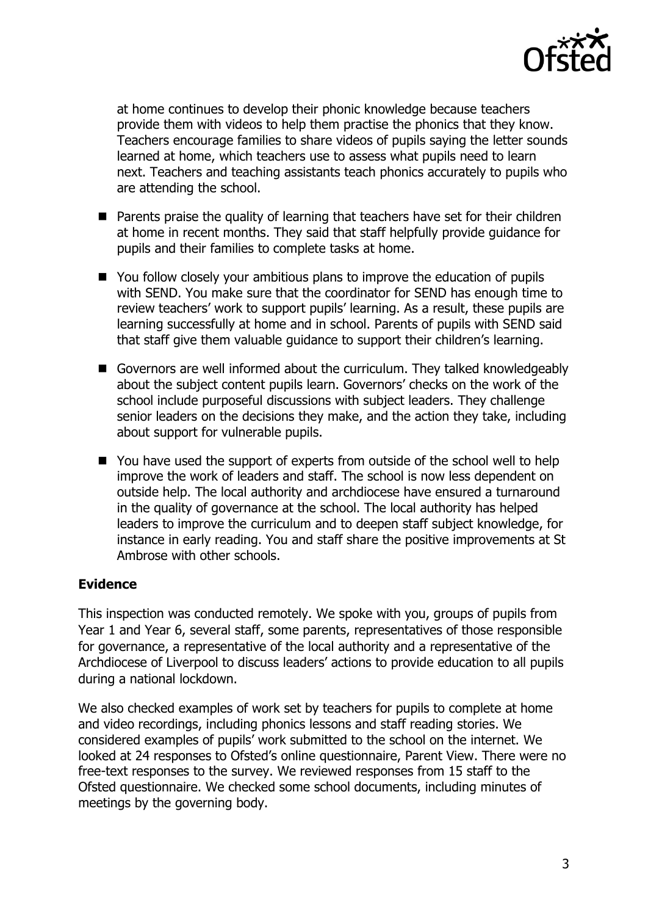at home continues to develop their phonic knowledge because teachers provide them with videos to help them practise the phonics that they know. Teachers encourage families to share videos of pupils saying the letter sounds learned at home, which teachers use to assess what pupils need to learn next. Teachers and teaching assistants teach phonics accurately to pupils who are attending the school.

- Parents praise the quality of learning that teachers have set for their children at home in recent months. They said that staff helpfully provide guidance for pupils and their families to complete tasks at home.
- You follow closely your ambitious plans to improve the education of pupils with SEND. You make sure that the coordinator for SEND has enough time to review teachers' work to support pupils' learning. As a result, these pupils are learning successfully at home and in school. Parents of pupils with SEND said that staff give them valuable guidance to support their children's learning.
- Governors are well informed about the curriculum. They talked knowledgeably about the subject content pupils learn. Governors' checks on the work of the school include purposeful discussions with subject leaders. They challenge senior leaders on the decisions they make, and the action they take, including about support for vulnerable pupils.
- You have used the support of experts from outside of the school well to help improve the work of leaders and staff. The school is now less dependent on outside help. The local authority and archdiocese have ensured a turnaround in the quality of governance at the school. The local authority has helped leaders to improve the curriculum and to deepen staff subject knowledge, for instance in early reading. You and staff share the positive improvements at St Ambrose with other schools.

## Evidence

This inspection was conducted remotely. We spoke with you, groups of pupils from Year 1 and Year 6, several staff, some parents, representatives of those responsible for governance, a representative of the local authority and a representative of the Archdiocese of Liverpool to discuss leaders' actions to provide education to all pupils during a national lockdown.

We also checked examples of work set by teachers for pupils to complete at home and video recordings, including phonics lessons and staff reading stories. We considered examples of pupils' work submitted to the school on the internet. We looked at 24 responses to Ofsted's online questionnaire, Parent View. There were no free-text responses to the survey. We reviewed responses from 15 staff to the Ofsted questionnaire. We checked some school documents, including minutes of meetings by the governing body.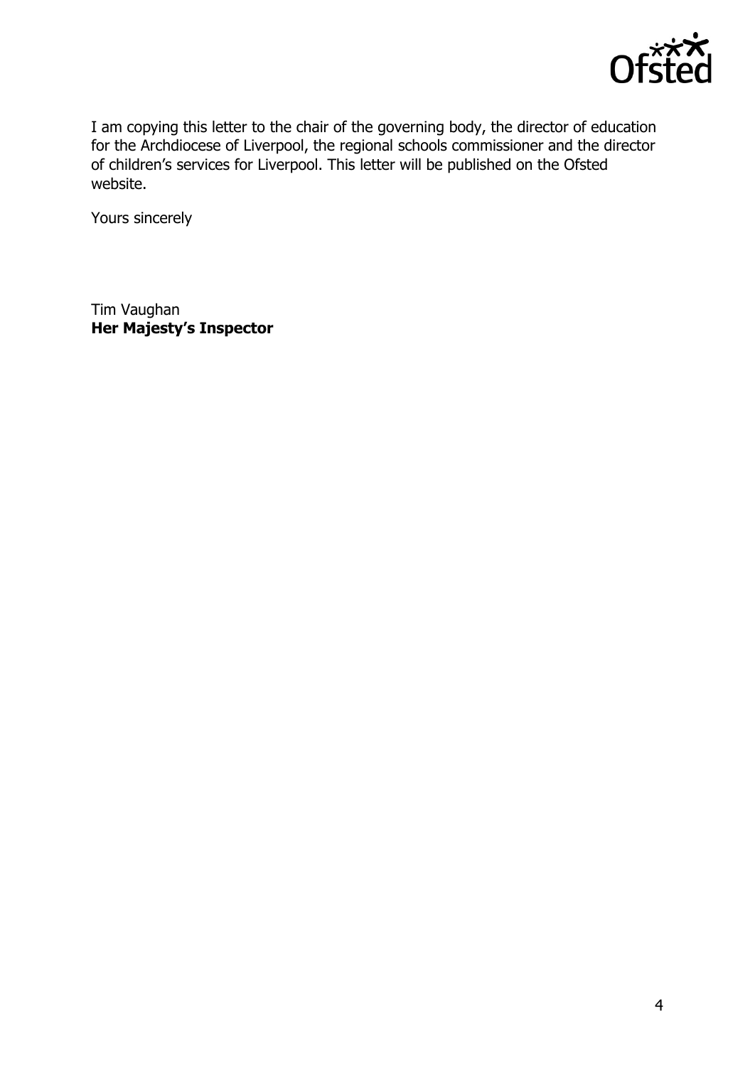I am copying this letter to the chair of the governing body, the director of education for the Archdiocese of Liverpool, the regional schools commissioner and the director of children's services for Liverpool. This letter will be published on the Ofsted website.

Yours sincerely

Tim Vaughan
**Her Majesty's Inspector**